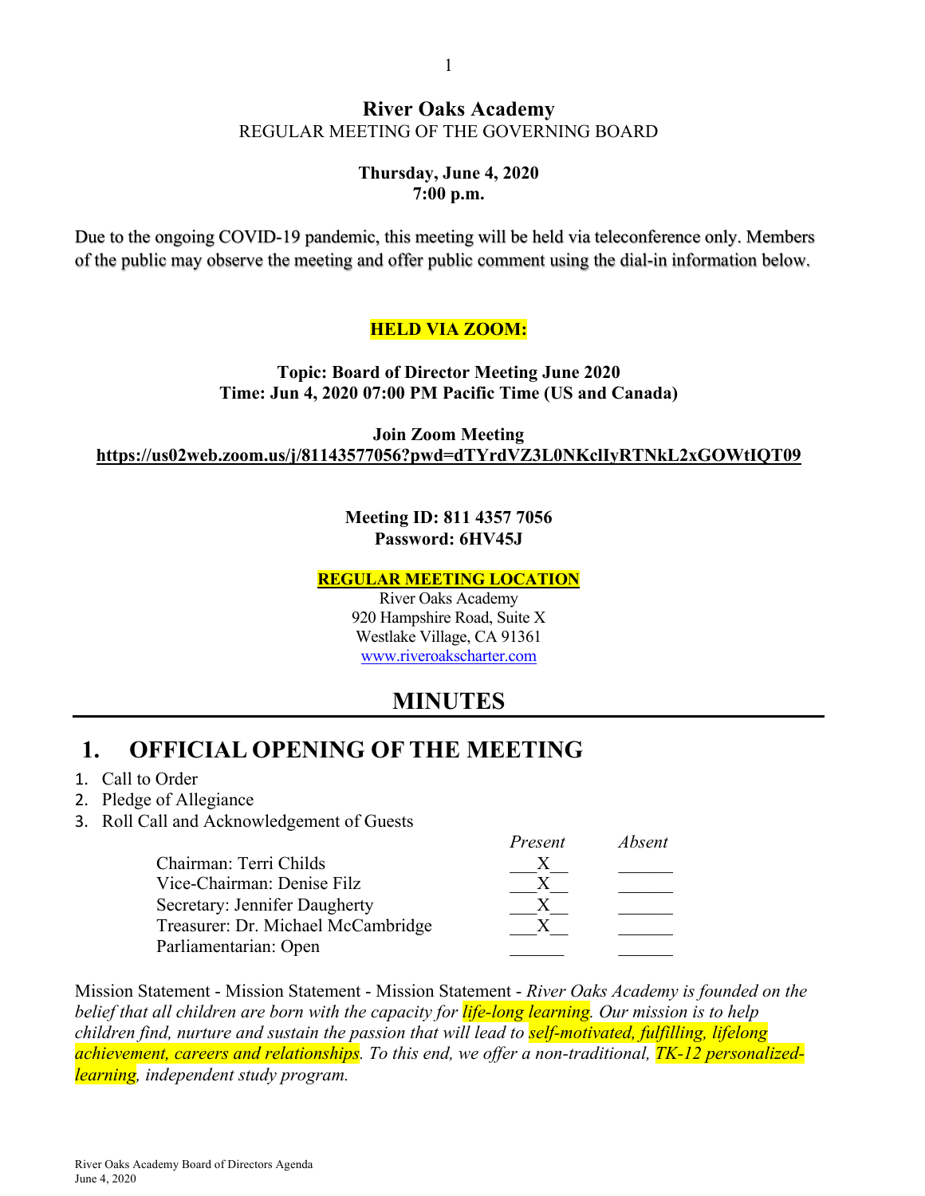# River Oaks Academy

REGULAR MEETING OF THE GOVERNING BOARD

**Thursday, June 4, 2020**
**7:00 p.m.**

Due to the ongoing COVID-19 pandemic, this meeting will be held via teleconference only. Members of the public may observe the meeting and offer public comment using the dial-in information below.

**HELD VIA ZOOM:**

**Topic: Board of Director Meeting June 2020**
**Time: Jun 4, 2020 07:00 PM Pacific Time (US and Canada)**

**Join Zoom Meeting**
**https://us02web.zoom.us/j/81143577056?pwd=dTYrdVZ3L0NKclIyRTNkL2xGOWtIQT09**

**Meeting ID: 811 4357 7056**
**Password: 6HV45J**

**REGULAR MEETING LOCATION**

River Oaks Academy
920 Hampshire Road, Suite X
Westlake Village, CA 91361
www.riveroakscharter.com

## MINUTES

# 1. OFFICIAL OPENING OF THE MEETING

1. Call to Order
2. Pledge of Allegiance
3. Roll Call and Acknowledgement of Guests

| | *Present* | *Absent* |
|---|---|---|
| Chairman: Terri Childs | X | |
| Vice-Chairman: Denise Filz | X | |
| Secretary: Jennifer Daugherty | X | |
| Treasurer: Dr. Michael McCambridge | X | |
| Parliamentarian: Open | | |

Mission Statement - Mission Statement - Mission Statement - *River Oaks Academy is founded on the belief that all children are born with the capacity for life-long learning. Our mission is to help children find, nurture and sustain the passion that will lead to self-motivated, fulfilling, lifelong achievement, careers and relationships. To this end, we offer a non-traditional, TK-12 personalized-learning, independent study program.*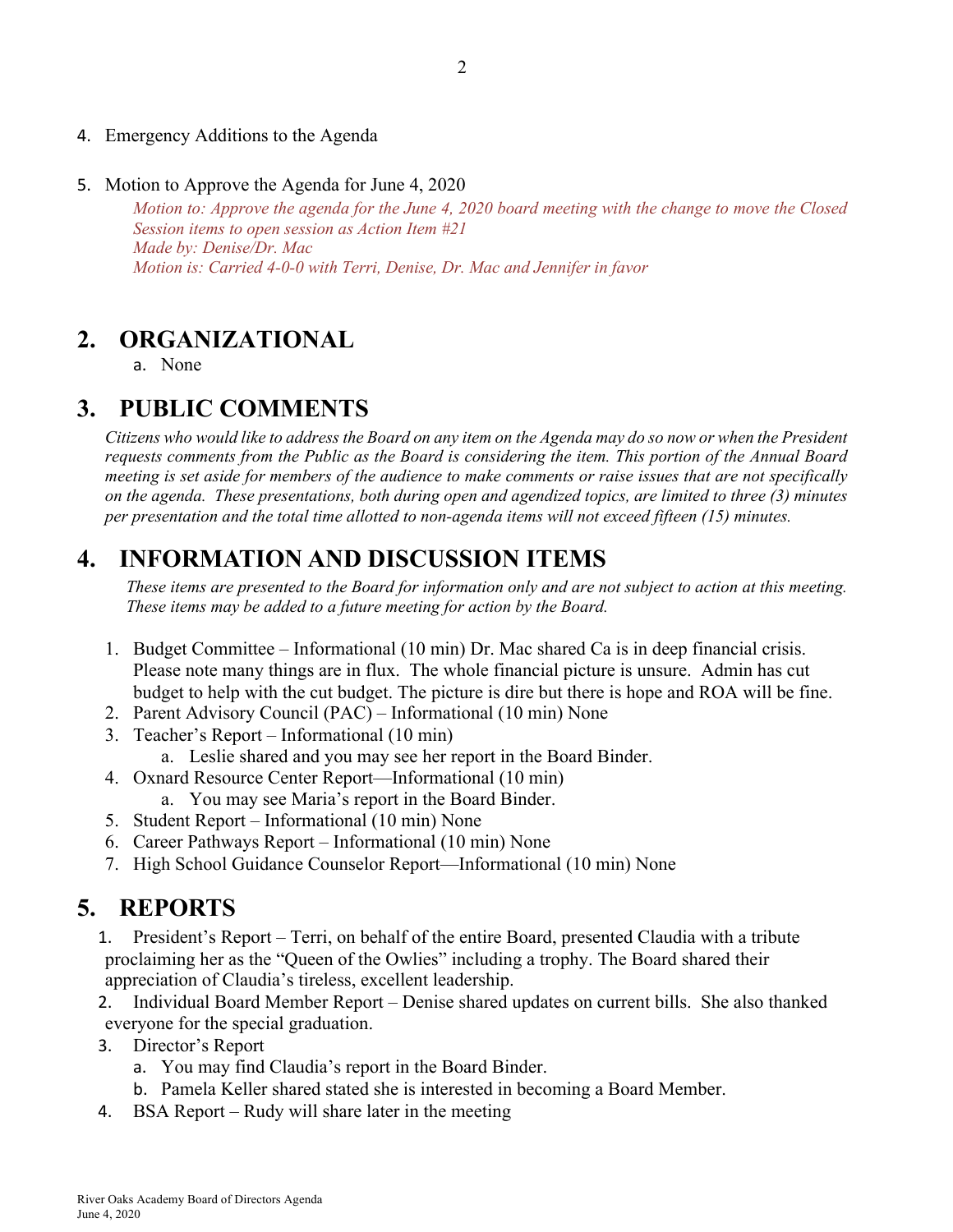4. Emergency Additions to the Agenda

5. Motion to Approve the Agenda for June 4, 2020

   *Motion to: Approve the agenda for the June 4, 2020 board meeting with the change to move the Closed Session items to open session as Action Item #21*
   *Made by: Denise/Dr. Mac*
   *Motion is: Carried 4-0-0 with Terri, Denise, Dr. Mac and Jennifer in favor*

# 2. ORGANIZATIONAL

a. None

# 3. PUBLIC COMMENTS

*Citizens who would like to address the Board on any item on the Agenda may do so now or when the President requests comments from the Public as the Board is considering the item. This portion of the Annual Board meeting is set aside for members of the audience to make comments or raise issues that are not specifically on the agenda. These presentations, both during open and agendized topics, are limited to three (3) minutes per presentation and the total time allotted to non-agenda items will not exceed fifteen (15) minutes.*

# 4. INFORMATION AND DISCUSSION ITEMS

*These items are presented to the Board for information only and are not subject to action at this meeting. These items may be added to a future meeting for action by the Board.*

1. Budget Committee – Informational (10 min) Dr. Mac shared Ca is in deep financial crisis. Please note many things are in flux. The whole financial picture is unsure. Admin has cut budget to help with the cut budget. The picture is dire but there is hope and ROA will be fine.
2. Parent Advisory Council (PAC) – Informational (10 min) None
3. Teacher's Report – Informational (10 min)
   a. Leslie shared and you may see her report in the Board Binder.
4. Oxnard Resource Center Report—Informational (10 min)
   a. You may see Maria's report in the Board Binder.
5. Student Report – Informational (10 min) None
6. Career Pathways Report – Informational (10 min) None
7. High School Guidance Counselor Report—Informational (10 min) None

# 5. REPORTS

1. President's Report – Terri, on behalf of the entire Board, presented Claudia with a tribute proclaiming her as the "Queen of the Owlies" including a trophy. The Board shared their appreciation of Claudia's tireless, excellent leadership.
2. Individual Board Member Report – Denise shared updates on current bills. She also thanked everyone for the special graduation.
3. Director's Report
   a. You may find Claudia's report in the Board Binder.
   b. Pamela Keller shared stated she is interested in becoming a Board Member.
4. BSA Report – Rudy will share later in the meeting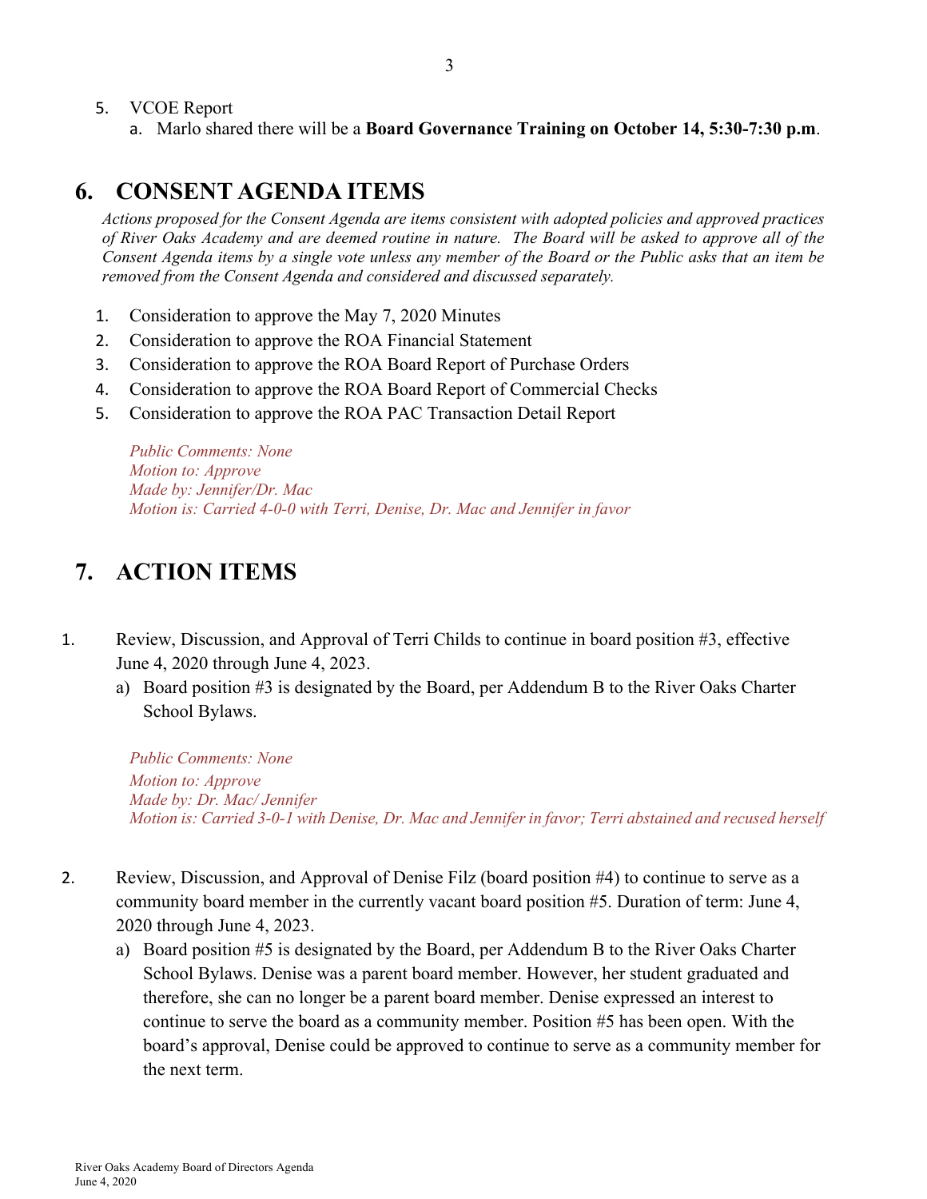5. VCOE Report
   a. Marlo shared there will be a **Board Governance Training on October 14, 5:30-7:30 p.m**.

## 6. CONSENT AGENDA ITEMS

*Actions proposed for the Consent Agenda are items consistent with adopted policies and approved practices of River Oaks Academy and are deemed routine in nature. The Board will be asked to approve all of the Consent Agenda items by a single vote unless any member of the Board or the Public asks that an item be removed from the Consent Agenda and considered and discussed separately.*

1. Consideration to approve the May 7, 2020 Minutes
2. Consideration to approve the ROA Financial Statement
3. Consideration to approve the ROA Board Report of Purchase Orders
4. Consideration to approve the ROA Board Report of Commercial Checks
5. Consideration to approve the ROA PAC Transaction Detail Report

*Public Comments: None*
*Motion to: Approve*
*Made by: Jennifer/Dr. Mac*
*Motion is: Carried 4-0-0 with Terri, Denise, Dr. Mac and Jennifer in favor*

## 7. ACTION ITEMS

1. Review, Discussion, and Approval of Terri Childs to continue in board position #3, effective June 4, 2020 through June 4, 2023.
   a) Board position #3 is designated by the Board, per Addendum B to the River Oaks Charter School Bylaws.

   *Public Comments: None*
   *Motion to: Approve*
   *Made by: Dr. Mac/ Jennifer*
   *Motion is: Carried 3-0-1 with Denise, Dr. Mac and Jennifer in favor; Terri abstained and recused herself*

2. Review, Discussion, and Approval of Denise Filz (board position #4) to continue to serve as a community board member in the currently vacant board position #5. Duration of term: June 4, 2020 through June 4, 2023.
   a) Board position #5 is designated by the Board, per Addendum B to the River Oaks Charter School Bylaws. Denise was a parent board member. However, her student graduated and therefore, she can no longer be a parent board member. Denise expressed an interest to continue to serve the board as a community member. Position #5 has been open. With the board's approval, Denise could be approved to continue to serve as a community member for the next term.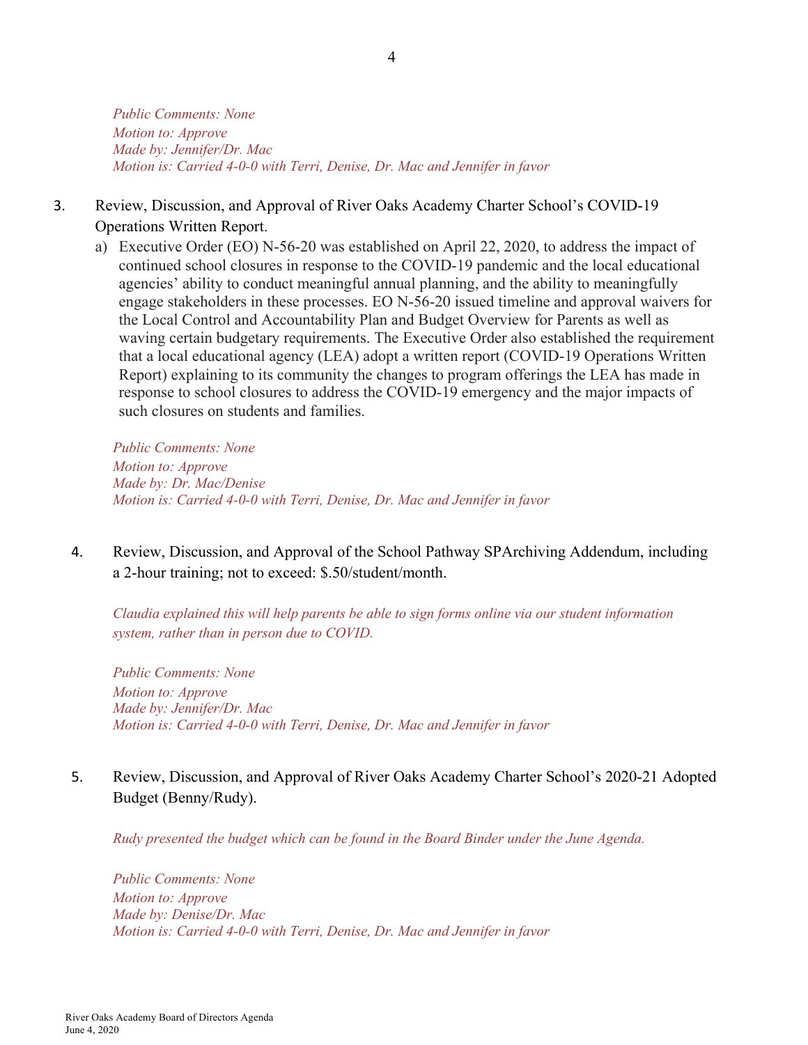*Public Comments: None*
*Motion to: Approve*
*Made by: Jennifer/Dr. Mac*
*Motion is: Carried 4-0-0 with Terri, Denise, Dr. Mac and Jennifer in favor*

3. Review, Discussion, and Approval of River Oaks Academy Charter School's COVID-19 Operations Written Report.

   a) Executive Order (EO) N-56-20 was established on April 22, 2020, to address the impact of continued school closures in response to the COVID-19 pandemic and the local educational agencies' ability to conduct meaningful annual planning, and the ability to meaningfully engage stakeholders in these processes. EO N-56-20 issued timeline and approval waivers for the Local Control and Accountability Plan and Budget Overview for Parents as well as waving certain budgetary requirements. The Executive Order also established the requirement that a local educational agency (LEA) adopt a written report (COVID-19 Operations Written Report) explaining to its community the changes to program offerings the LEA has made in response to school closures to address the COVID-19 emergency and the major impacts of such closures on students and families.

   *Public Comments: None*
   *Motion to: Approve*
   *Made by: Dr. Mac/Denise*
   *Motion is: Carried 4-0-0 with Terri, Denise, Dr. Mac and Jennifer in favor*

4. Review, Discussion, and Approval of the School Pathway SPArchiving Addendum, including a 2-hour training; not to exceed: $.50/student/month.

   *Claudia explained this will help parents be able to sign forms online via our student information system, rather than in person due to COVID.*

   *Public Comments: None*
   *Motion to: Approve*
   *Made by: Jennifer/Dr. Mac*
   *Motion is: Carried 4-0-0 with Terri, Denise, Dr. Mac and Jennifer in favor*

5. Review, Discussion, and Approval of River Oaks Academy Charter School's 2020-21 Adopted Budget (Benny/Rudy).

   *Rudy presented the budget which can be found in the Board Binder under the June Agenda.*

   *Public Comments: None*
   *Motion to: Approve*
   *Made by: Denise/Dr. Mac*
   *Motion is: Carried 4-0-0 with Terri, Denise, Dr. Mac and Jennifer in favor*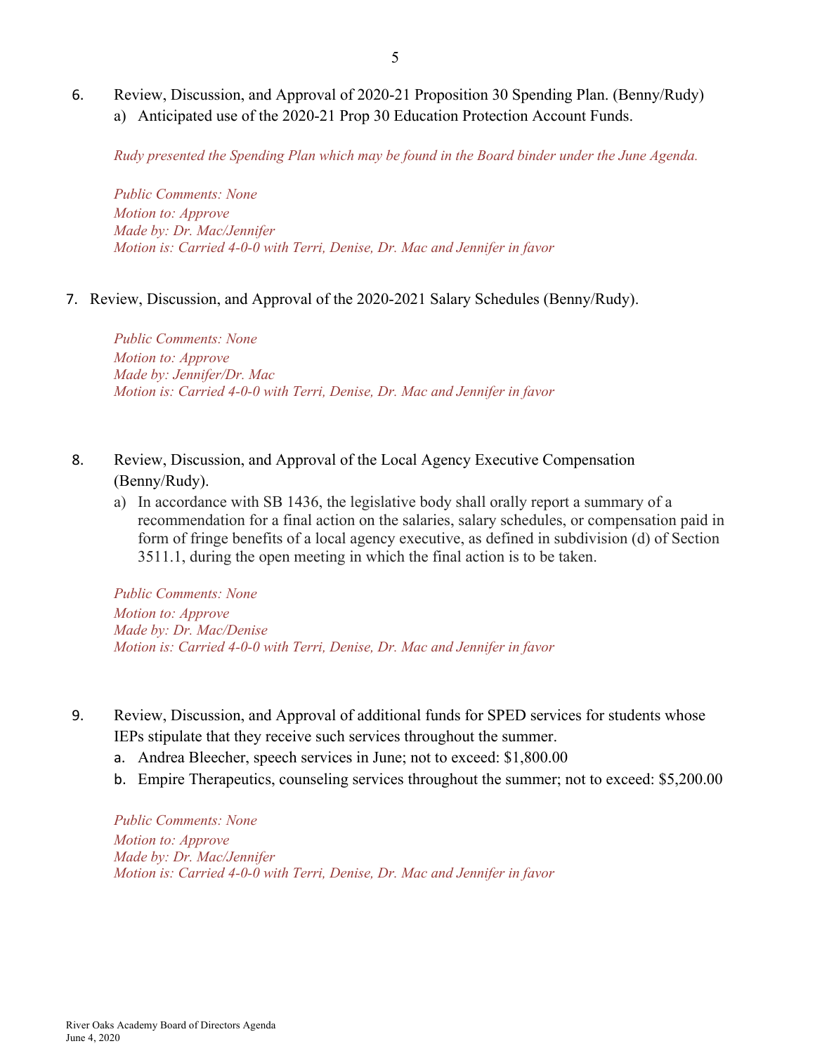6. Review, Discussion, and Approval of 2020-21 Proposition 30 Spending Plan. (Benny/Rudy)
   a) Anticipated use of the 2020-21 Prop 30 Education Protection Account Funds.

   *Rudy presented the Spending Plan which may be found in the Board binder under the June Agenda.*

   *Public Comments: None*
   *Motion to: Approve*
   *Made by: Dr. Mac/Jennifer*
   *Motion is: Carried 4-0-0 with Terri, Denise, Dr. Mac and Jennifer in favor*

7. Review, Discussion, and Approval of the 2020-2021 Salary Schedules (Benny/Rudy).

   *Public Comments: None*
   *Motion to: Approve*
   *Made by: Jennifer/Dr. Mac*
   *Motion is: Carried 4-0-0 with Terri, Denise, Dr. Mac and Jennifer in favor*

8. Review, Discussion, and Approval of the Local Agency Executive Compensation (Benny/Rudy).
   a) In accordance with SB 1436, the legislative body shall orally report a summary of a recommendation for a final action on the salaries, salary schedules, or compensation paid in form of fringe benefits of a local agency executive, as defined in subdivision (d) of Section 3511.1, during the open meeting in which the final action is to be taken.

   *Public Comments: None*
   *Motion to: Approve*
   *Made by: Dr. Mac/Denise*
   *Motion is: Carried 4-0-0 with Terri, Denise, Dr. Mac and Jennifer in favor*

9. Review, Discussion, and Approval of additional funds for SPED services for students whose IEPs stipulate that they receive such services throughout the summer.
   a. Andrea Bleecher, speech services in June; not to exceed: $1,800.00
   b. Empire Therapeutics, counseling services throughout the summer; not to exceed: $5,200.00

   *Public Comments: None*
   *Motion to: Approve*
   *Made by: Dr. Mac/Jennifer*
   *Motion is: Carried 4-0-0 with Terri, Denise, Dr. Mac and Jennifer in favor*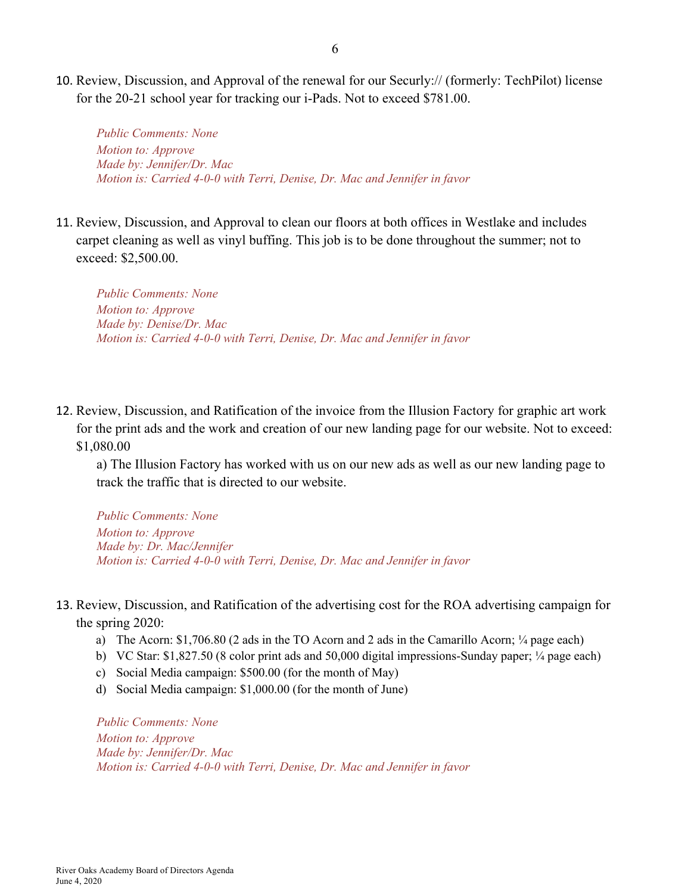10. Review, Discussion, and Approval of the renewal for our Securly:// (formerly: TechPilot) license for the 20-21 school year for tracking our i-Pads. Not to exceed $781.00.

    *Public Comments: None*
    *Motion to: Approve*
    *Made by: Jennifer/Dr. Mac*
    *Motion is: Carried 4-0-0 with Terri, Denise, Dr. Mac and Jennifer in favor*

11. Review, Discussion, and Approval to clean our floors at both offices in Westlake and includes carpet cleaning as well as vinyl buffing. This job is to be done throughout the summer; not to exceed: $2,500.00.

    *Public Comments: None*
    *Motion to: Approve*
    *Made by: Denise/Dr. Mac*
    *Motion is: Carried 4-0-0 with Terri, Denise, Dr. Mac and Jennifer in favor*

12. Review, Discussion, and Ratification of the invoice from the Illusion Factory for graphic art work for the print ads and the work and creation of our new landing page for our website. Not to exceed: $1,080.00

    a) The Illusion Factory has worked with us on our new ads as well as our new landing page to track the traffic that is directed to our website.

    *Public Comments: None*
    *Motion to: Approve*
    *Made by: Dr. Mac/Jennifer*
    *Motion is: Carried 4-0-0 with Terri, Denise, Dr. Mac and Jennifer in favor*

13. Review, Discussion, and Ratification of the advertising cost for the ROA advertising campaign for the spring 2020:

    a) The Acorn: $1,706.80 (2 ads in the TO Acorn and 2 ads in the Camarillo Acorn; ¼ page each)
    b) VC Star: $1,827.50 (8 color print ads and 50,000 digital impressions-Sunday paper; ¼ page each)
    c) Social Media campaign: $500.00 (for the month of May)
    d) Social Media campaign: $1,000.00 (for the month of June)

    *Public Comments: None*
    *Motion to: Approve*
    *Made by: Jennifer/Dr. Mac*
    *Motion is: Carried 4-0-0 with Terri, Denise, Dr. Mac and Jennifer in favor*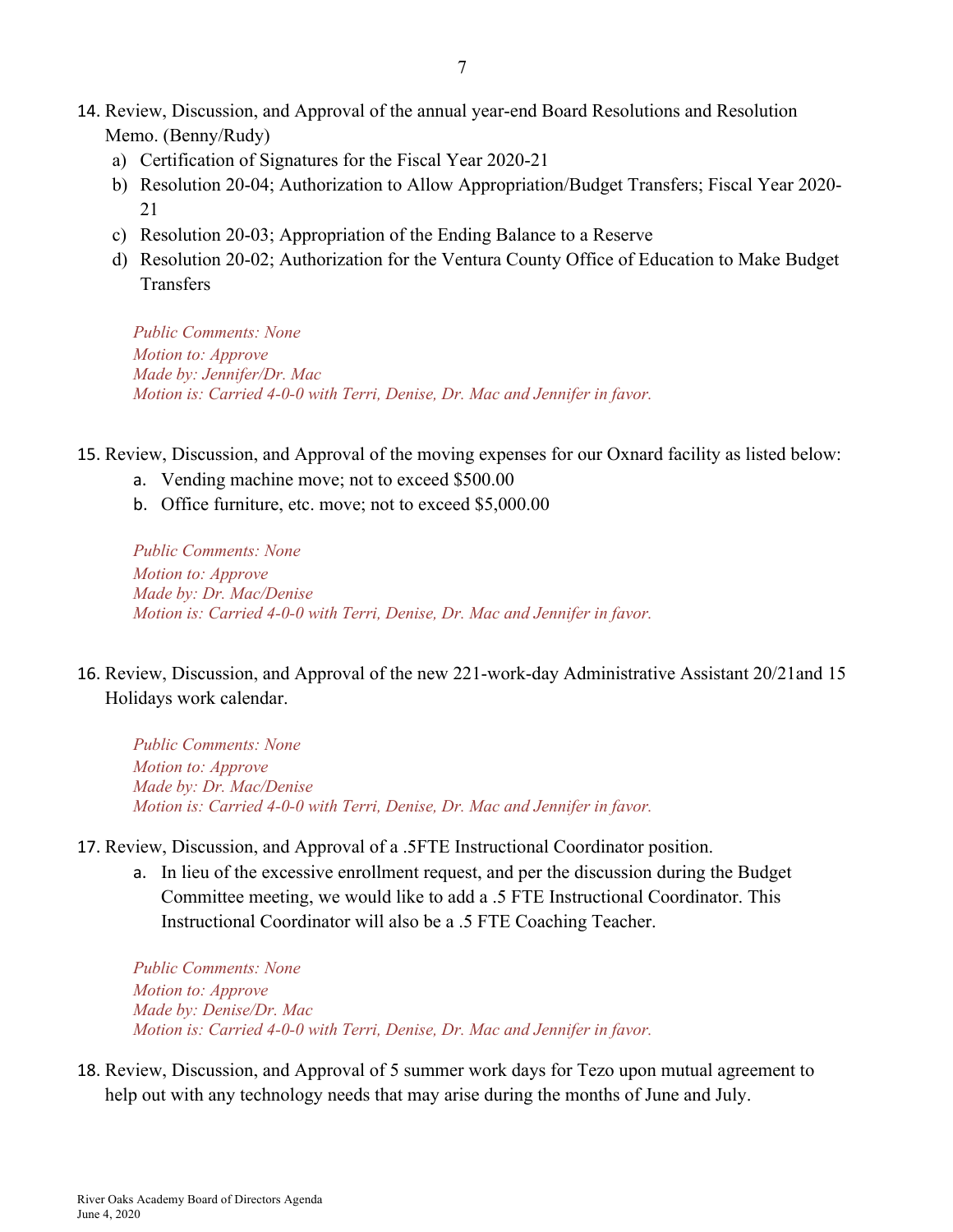14. Review, Discussion, and Approval of the annual year-end Board Resolutions and Resolution Memo. (Benny/Rudy)
    a) Certification of Signatures for the Fiscal Year 2020-21
    b) Resolution 20-04; Authorization to Allow Appropriation/Budget Transfers; Fiscal Year 2020-21
    c) Resolution 20-03; Appropriation of the Ending Balance to a Reserve
    d) Resolution 20-02; Authorization for the Ventura County Office of Education to Make Budget Transfers

    *Public Comments: None*
    *Motion to: Approve*
    *Made by: Jennifer/Dr. Mac*
    *Motion is: Carried 4-0-0 with Terri, Denise, Dr. Mac and Jennifer in favor.*

15. Review, Discussion, and Approval of the moving expenses for our Oxnard facility as listed below:
    a. Vending machine move; not to exceed $500.00
    b. Office furniture, etc. move; not to exceed $5,000.00

    *Public Comments: None*
    *Motion to: Approve*
    *Made by: Dr. Mac/Denise*
    *Motion is: Carried 4-0-0 with Terri, Denise, Dr. Mac and Jennifer in favor.*

16. Review, Discussion, and Approval of the new 221-work-day Administrative Assistant 20/21and 15 Holidays work calendar.

    *Public Comments: None*
    *Motion to: Approve*
    *Made by: Dr. Mac/Denise*
    *Motion is: Carried 4-0-0 with Terri, Denise, Dr. Mac and Jennifer in favor.*

17. Review, Discussion, and Approval of a .5FTE Instructional Coordinator position.
    a. In lieu of the excessive enrollment request, and per the discussion during the Budget Committee meeting, we would like to add a .5 FTE Instructional Coordinator. This Instructional Coordinator will also be a .5 FTE Coaching Teacher.

    *Public Comments: None*
    *Motion to: Approve*
    *Made by: Denise/Dr. Mac*
    *Motion is: Carried 4-0-0 with Terri, Denise, Dr. Mac and Jennifer in favor.*

18. Review, Discussion, and Approval of 5 summer work days for Tezo upon mutual agreement to help out with any technology needs that may arise during the months of June and July.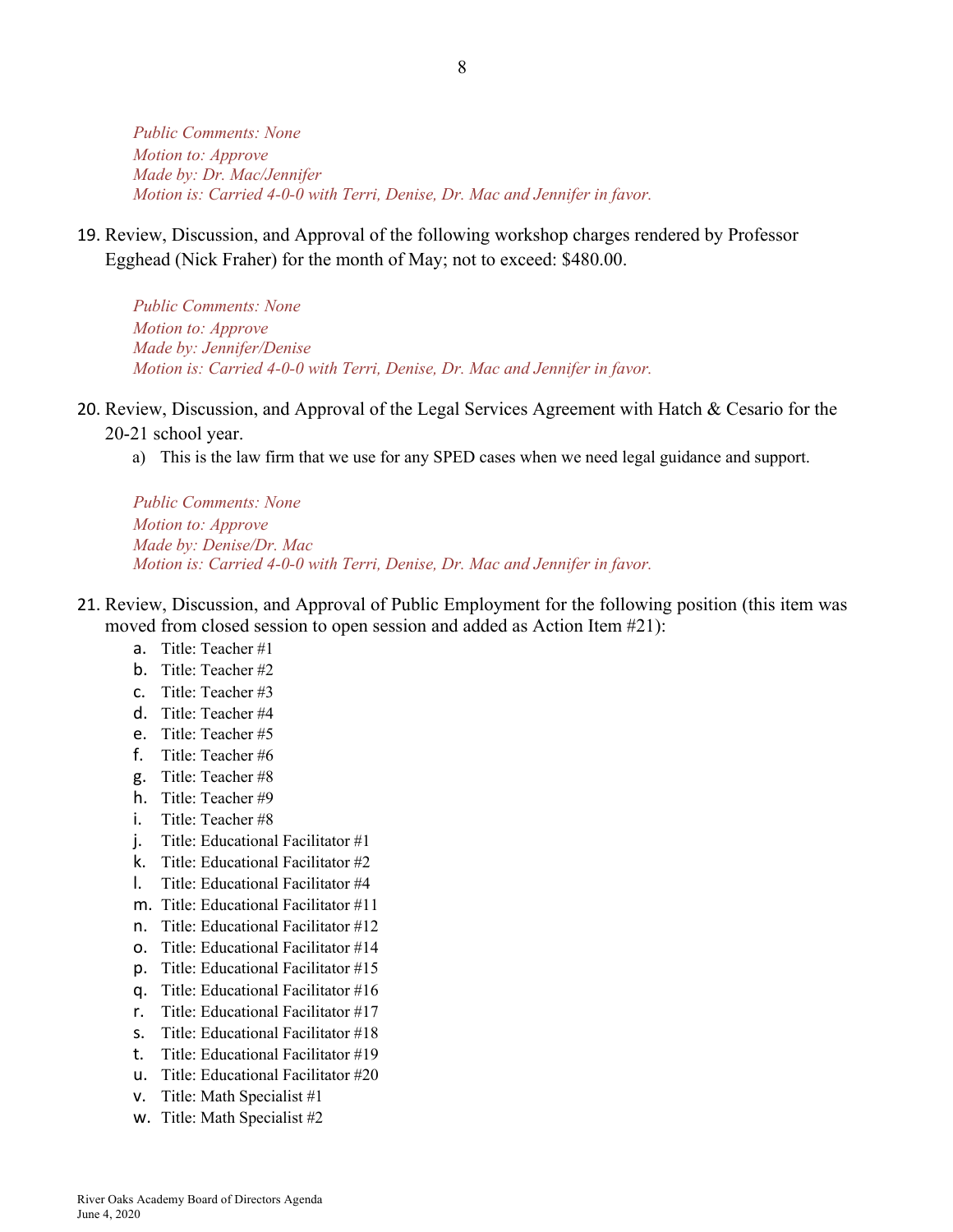*Public Comments: None*
*Motion to: Approve*
*Made by: Dr. Mac/Jennifer*
*Motion is: Carried 4-0-0 with Terri, Denise, Dr. Mac and Jennifer in favor.*

19. Review, Discussion, and Approval of the following workshop charges rendered by Professor Egghead (Nick Fraher) for the month of May; not to exceed: $480.00.

    *Public Comments: None*
    *Motion to: Approve*
    *Made by: Jennifer/Denise*
    *Motion is: Carried 4-0-0 with Terri, Denise, Dr. Mac and Jennifer in favor.*

20. Review, Discussion, and Approval of the Legal Services Agreement with Hatch & Cesario for the 20-21 school year.
    a) This is the law firm that we use for any SPED cases when we need legal guidance and support.

    *Public Comments: None*
    *Motion to: Approve*
    *Made by: Denise/Dr. Mac*
    *Motion is: Carried 4-0-0 with Terri, Denise, Dr. Mac and Jennifer in favor.*

21. Review, Discussion, and Approval of Public Employment for the following position (this item was moved from closed session to open session and added as Action Item #21):
    a. Title: Teacher #1
    b. Title: Teacher #2
    c. Title: Teacher #3
    d. Title: Teacher #4
    e. Title: Teacher #5
    f. Title: Teacher #6
    g. Title: Teacher #8
    h. Title: Teacher #9
    i. Title: Teacher #8
    j. Title: Educational Facilitator #1
    k. Title: Educational Facilitator #2
    l. Title: Educational Facilitator #4
    m. Title: Educational Facilitator #11
    n. Title: Educational Facilitator #12
    o. Title: Educational Facilitator #14
    p. Title: Educational Facilitator #15
    q. Title: Educational Facilitator #16
    r. Title: Educational Facilitator #17
    s. Title: Educational Facilitator #18
    t. Title: Educational Facilitator #19
    u. Title: Educational Facilitator #20
    v. Title: Math Specialist #1
    w. Title: Math Specialist #2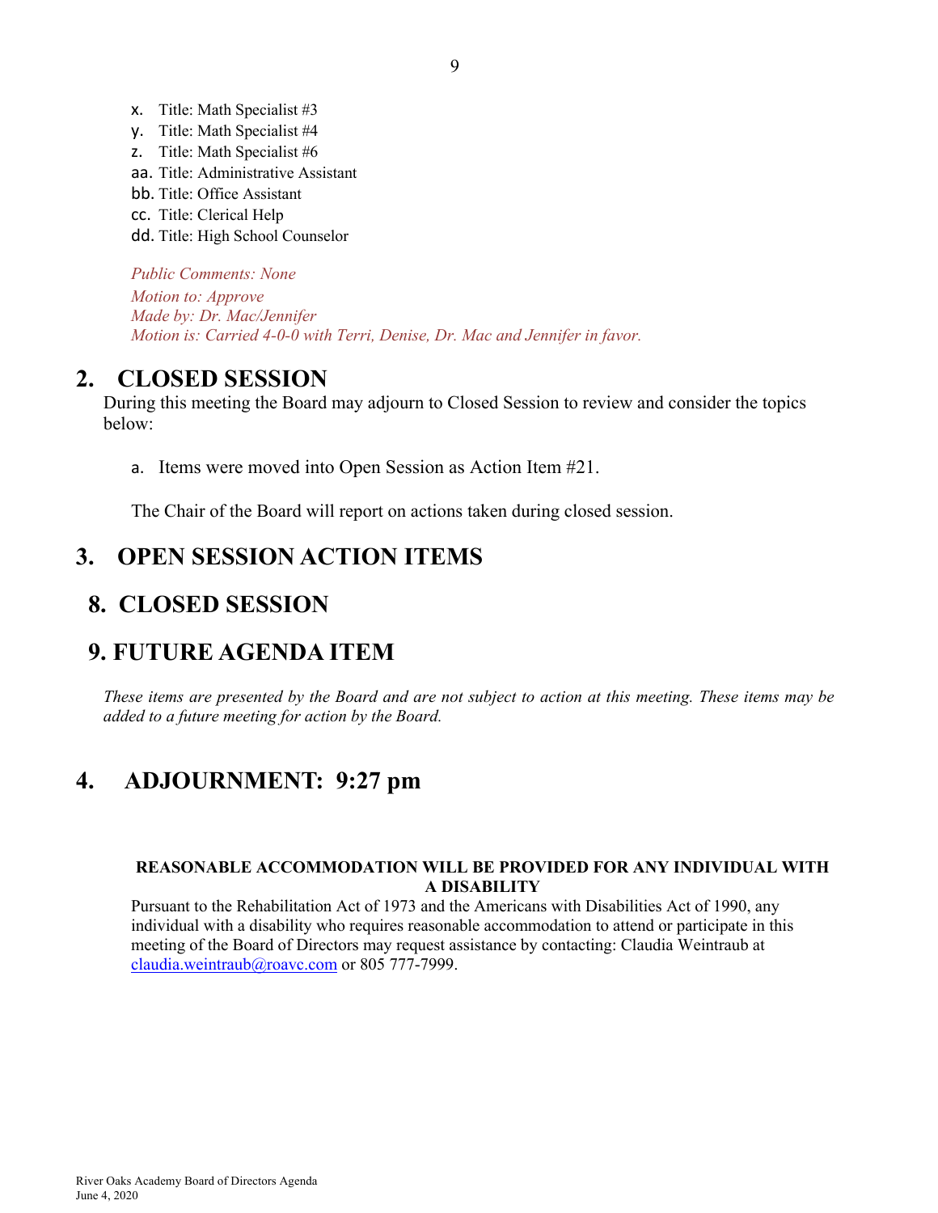x. Title: Math Specialist #3
y. Title: Math Specialist #4
z. Title: Math Specialist #6
aa. Title: Administrative Assistant
bb. Title: Office Assistant
cc. Title: Clerical Help
dd. Title: High School Counselor

*Public Comments: None*
*Motion to: Approve*
*Made by: Dr. Mac/Jennifer*
*Motion is: Carried 4-0-0 with Terri, Denise, Dr. Mac and Jennifer in favor.*

## 2. CLOSED SESSION

During this meeting the Board may adjourn to Closed Session to review and consider the topics below:

a. Items were moved into Open Session as Action Item #21.

The Chair of the Board will report on actions taken during closed session.

## 3. OPEN SESSION ACTION ITEMS

## 8. CLOSED SESSION

## 9. FUTURE AGENDA ITEM

*These items are presented by the Board and are not subject to action at this meeting. These items may be added to a future meeting for action by the Board.*

## 4. ADJOURNMENT: 9:27 pm

**REASONABLE ACCOMMODATION WILL BE PROVIDED FOR ANY INDIVIDUAL WITH A DISABILITY**

Pursuant to the Rehabilitation Act of 1973 and the Americans with Disabilities Act of 1990, any individual with a disability who requires reasonable accommodation to attend or participate in this meeting of the Board of Directors may request assistance by contacting: Claudia Weintraub at claudia.weintraub@roavc.com or 805 777-7999.